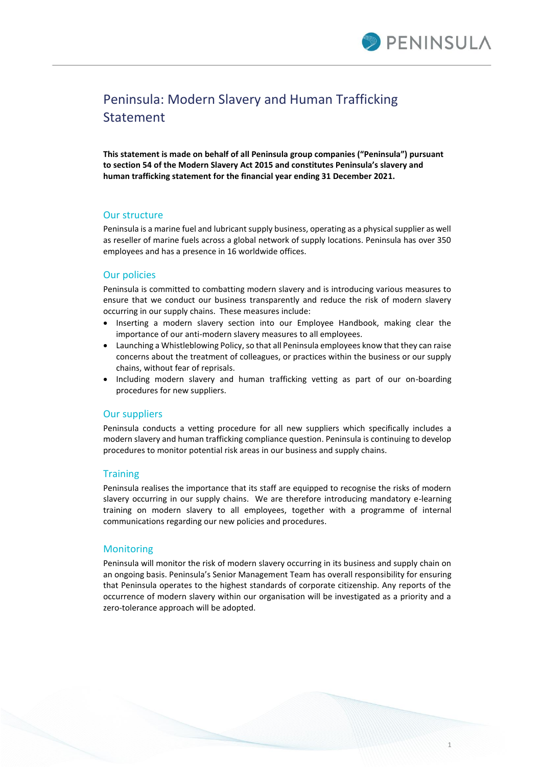# Peninsula: Modern Slavery and Human Trafficking Statement

**This statement is made on behalf of all Peninsula group companies ("Peninsula") pursuant to section 54 of the Modern Slavery Act 2015 and constitutes Peninsula's slavery and human trafficking statement for the financial year ending 31 December 2021.**

## Our structure

Peninsula is a marine fuel and lubricant supply business, operating as a physical supplier as well as reseller of marine fuels across a global network of supply locations. Peninsula has over 350 employees and has a presence in 16 worldwide offices.

## Our policies

Peninsula is committed to combatting modern slavery and is introducing various measures to ensure that we conduct our business transparently and reduce the risk of modern slavery occurring in our supply chains. These measures include:

- Inserting a modern slavery section into our Employee Handbook, making clear the importance of our anti-modern slavery measures to all employees.
- Launching a Whistleblowing Policy, so that all Peninsula employees know that they can raise concerns about the treatment of colleagues, or practices within the business or our supply chains, without fear of reprisals.
- Including modern slavery and human trafficking vetting as part of our on-boarding procedures for new suppliers.

## Our suppliers

Peninsula conducts a vetting procedure for all new suppliers which specifically includes a modern slavery and human trafficking compliance question. Peninsula is continuing to develop procedures to monitor potential risk areas in our business and supply chains.

## Training

Peninsula realises the importance that its staff are equipped to recognise the risks of modern slavery occurring in our supply chains. We are therefore introducing mandatory e-learning training on modern slavery to all employees, together with a programme of internal communications regarding our new policies and procedures.

## Monitoring

Peninsula will monitor the risk of modern slavery occurring in its business and supply chain on an ongoing basis. Peninsula's Senior Management Team has overall responsibility for ensuring that Peninsula operates to the highest standards of corporate citizenship. Any reports of the occurrence of modern slavery within our organisation will be investigated as a priority and a zero-tolerance approach will be adopted.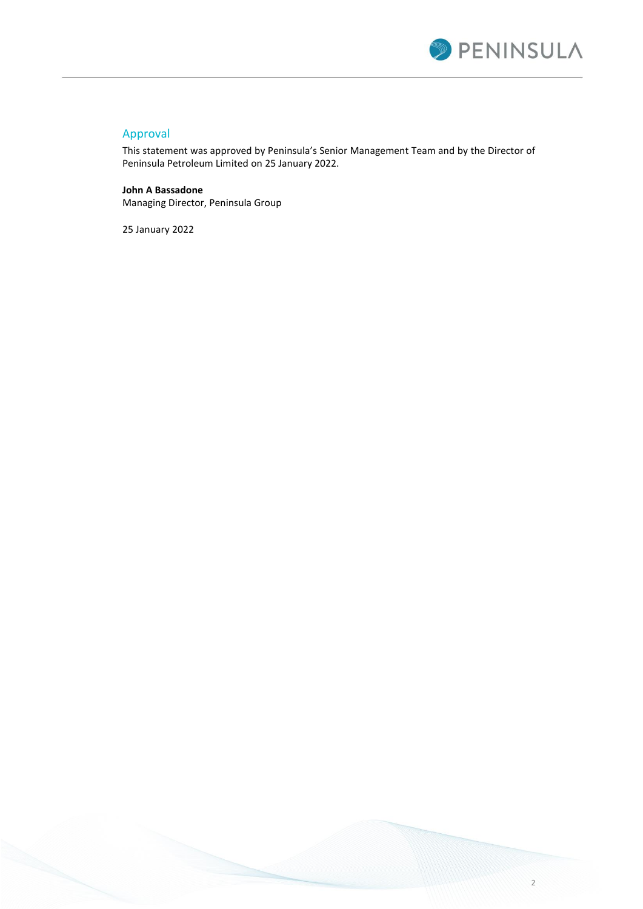## Approval

This statement was approved by Peninsula's Senior Management Team and by the Director of Peninsula Petroleum Limited on 25 January 2022.

**John A Bassadone**
Managing Director, Peninsula Group

25 January 2022